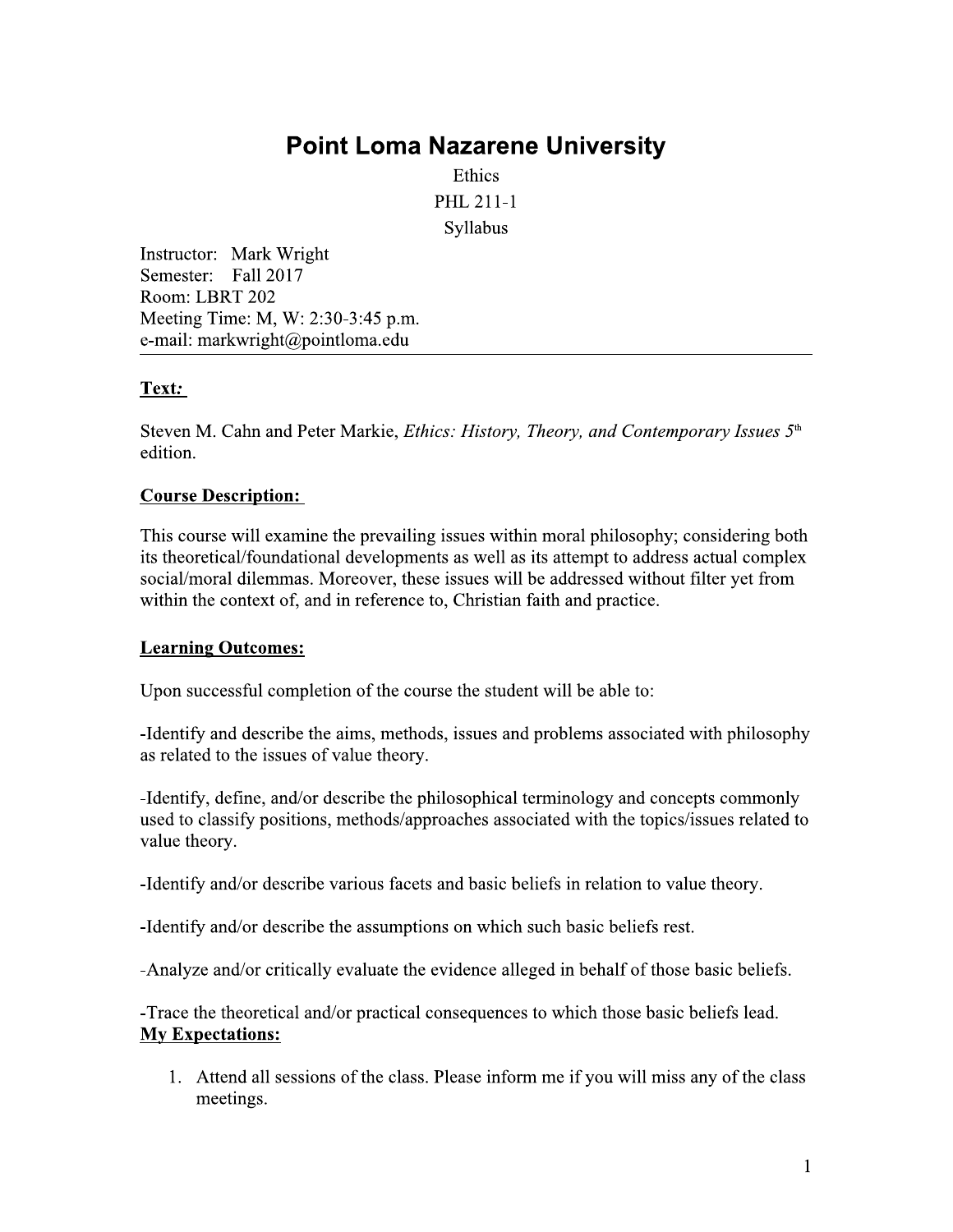# Point Loma Nazarene University

Ethics

PHL 211-1

Syllabus

Instructor: Mark Wright
Semester: Fall 2017
Room: LBRT 202
Meeting Time: M, W: 2:30-3:45 p.m.
e-mail: markwright@pointloma.edu

---

## Text:

Steven M. Cahn and Peter Markie, *Ethics: History, Theory, and Contemporary Issues 5*th edition.

## Course Description:

This course will examine the prevailing issues within moral philosophy; considering both its theoretical/foundational developments as well as its attempt to address actual complex social/moral dilemmas. Moreover, these issues will be addressed without filter yet from within the context of, and in reference to, Christian faith and practice.

## Learning Outcomes:

Upon successful completion of the course the student will be able to:

-Identify and describe the aims, methods, issues and problems associated with philosophy as related to the issues of value theory.

-Identify, define, and/or describe the philosophical terminology and concepts commonly used to classify positions, methods/approaches associated with the topics/issues related to value theory.

-Identify and/or describe various facets and basic beliefs in relation to value theory.

-Identify and/or describe the assumptions on which such basic beliefs rest.

-Analyze and/or critically evaluate the evidence alleged in behalf of those basic beliefs.

-Trace the theoretical and/or practical consequences to which those basic beliefs lead.

## My Expectations:

1. Attend all sessions of the class. Please inform me if you will miss any of the class meetings.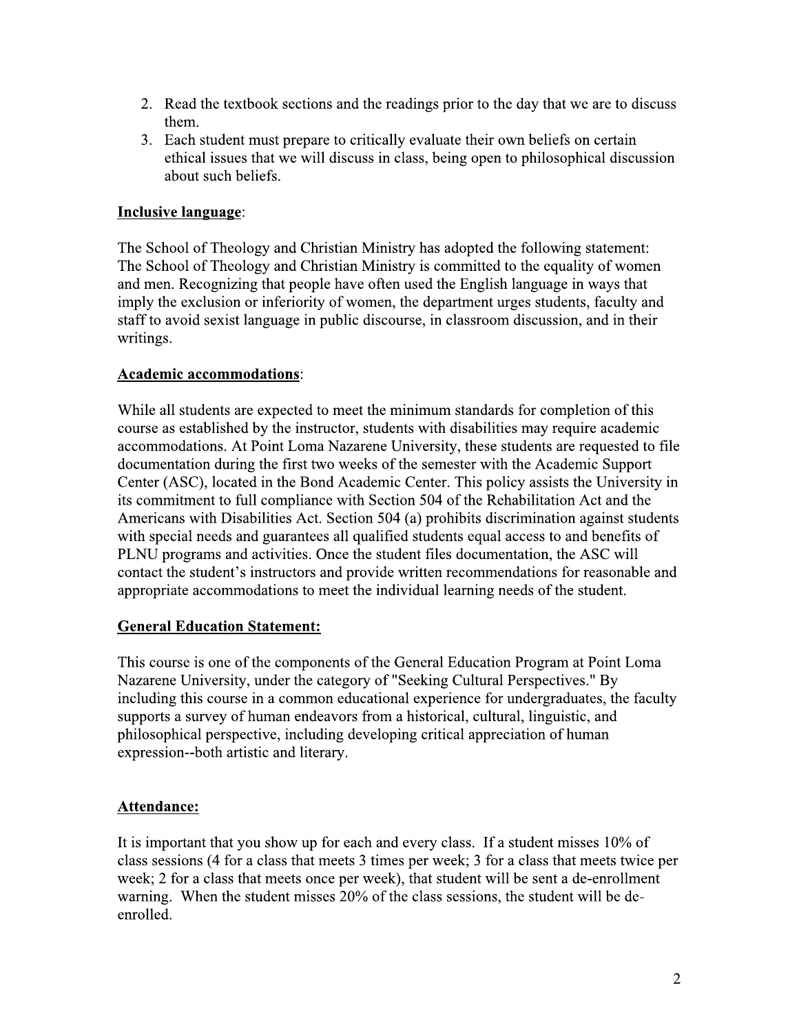2. Read the textbook sections and the readings prior to the day that we are to discuss them.
3. Each student must prepare to critically evaluate their own beliefs on certain ethical issues that we will discuss in class, being open to philosophical discussion about such beliefs.

**Inclusive language**:

The School of Theology and Christian Ministry has adopted the following statement: The School of Theology and Christian Ministry is committed to the equality of women and men. Recognizing that people have often used the English language in ways that imply the exclusion or inferiority of women, the department urges students, faculty and staff to avoid sexist language in public discourse, in classroom discussion, and in their writings.

**Academic accommodations**:

While all students are expected to meet the minimum standards for completion of this course as established by the instructor, students with disabilities may require academic accommodations. At Point Loma Nazarene University, these students are requested to file documentation during the first two weeks of the semester with the Academic Support Center (ASC), located in the Bond Academic Center. This policy assists the University in its commitment to full compliance with Section 504 of the Rehabilitation Act and the Americans with Disabilities Act. Section 504 (a) prohibits discrimination against students with special needs and guarantees all qualified students equal access to and benefits of PLNU programs and activities. Once the student files documentation, the ASC will contact the student's instructors and provide written recommendations for reasonable and appropriate accommodations to meet the individual learning needs of the student.

**General Education Statement:**

This course is one of the components of the General Education Program at Point Loma Nazarene University, under the category of "Seeking Cultural Perspectives." By including this course in a common educational experience for undergraduates, the faculty supports a survey of human endeavors from a historical, cultural, linguistic, and philosophical perspective, including developing critical appreciation of human expression--both artistic and literary.

**Attendance:**

It is important that you show up for each and every class. If a student misses 10% of class sessions (4 for a class that meets 3 times per week; 3 for a class that meets twice per week; 2 for a class that meets once per week), that student will be sent a de-enrollment warning. When the student misses 20% of the class sessions, the student will be de-enrolled.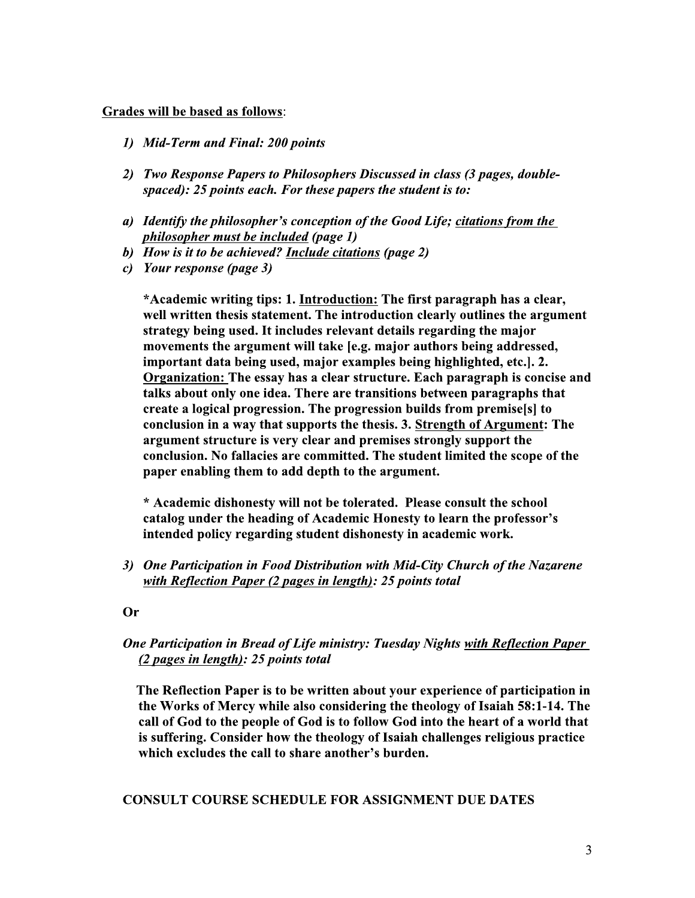<u>**Grades will be based as follows**</u>:

1) ***Mid-Term and Final: 200 points***

2) ***Two Response Papers to Philosophers Discussed in class (3 pages, double-spaced): 25 points each. For these papers the student is to:***

a) ***Identify the philosopher's conception of the Good Life; <u>citations from the philosopher must be included</u> (page 1)***
b) ***How is it to be achieved? <u>Include citations</u> (page 2)***
c) ***Your response (page 3)***

**\*Academic writing tips: 1. <u>Introduction:</u> The first paragraph has a clear, well written thesis statement. The introduction clearly outlines the argument strategy being used. It includes relevant details regarding the major movements the argument will take [e.g. major authors being addressed, important data being used, major examples being highlighted, etc.]. 2. <u>Organization:</u> The essay has a clear structure. Each paragraph is concise and talks about only one idea. There are transitions between paragraphs that create a logical progression. The progression builds from premise[s] to conclusion in a way that supports the thesis. 3. <u>Strength of Argument</u>: The argument structure is very clear and premises strongly support the conclusion. No fallacies are committed. The student limited the scope of the paper enabling them to add depth to the argument.**

**\* Academic dishonesty will not be tolerated. Please consult the school catalog under the heading of Academic Honesty to learn the professor's intended policy regarding student dishonesty in academic work.**

3) ***One Participation in Food Distribution with Mid-City Church of the Nazarene <u>with Reflection Paper (2 pages in length)</u>: 25 points total***

**Or**

***One Participation in Bread of Life ministry: Tuesday Nights <u>with Reflection Paper (2 pages in length)</u>: 25 points total***

**The Reflection Paper is to be written about your experience of participation in the Works of Mercy while also considering the theology of Isaiah 58:1-14. The call of God to the people of God is to follow God into the heart of a world that is suffering. Consider how the theology of Isaiah challenges religious practice which excludes the call to share another's burden.**

**CONSULT COURSE SCHEDULE FOR ASSIGNMENT DUE DATES**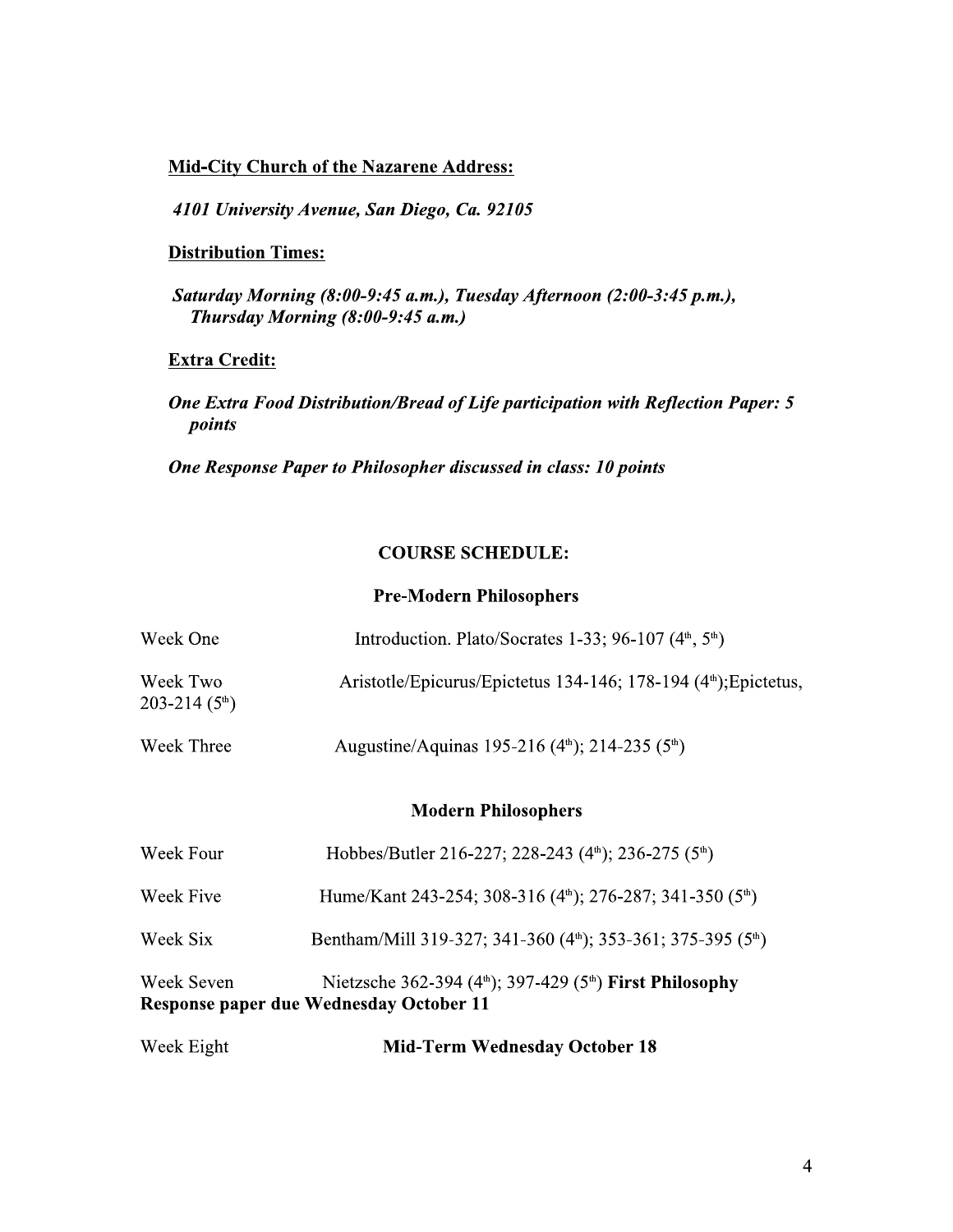**<u>Mid-City Church of the Nazarene Address:</u>**

***4101 University Avenue, San Diego, Ca. 92105***

**<u>Distribution Times:</u>**

***Saturday Morning (8:00-9:45 a.m.), Tuesday Afternoon (2:00-3:45 p.m.), Thursday Morning (8:00-9:45 a.m.)***

**<u>Extra Credit:</u>**

***One Extra Food Distribution/Bread of Life participation with Reflection Paper: 5 points***

***One Response Paper to Philosopher discussed in class: 10 points***

## COURSE SCHEDULE:

### Pre-Modern Philosophers

| | |
|---|---|
| Week One | Introduction. Plato/Socrates 1-33; 96-107 (4th, 5th) |
| Week Two | Aristotle/Epicurus/Epictetus 134-146; 178-194 (4th);Epictetus, 203-214 (5th) |
| Week Three | Augustine/Aquinas 195-216 (4th); 214-235 (5th) |

### Modern Philosophers

| | |
|---|---|
| Week Four | Hobbes/Butler 216-227; 228-243 (4th); 236-275 (5th) |
| Week Five | Hume/Kant 243-254; 308-316 (4th); 276-287; 341-350 (5th) |
| Week Six | Bentham/Mill 319-327; 341-360 (4th); 353-361; 375-395 (5th) |
| Week Seven | Nietzsche 362-394 (4th); 397-429 (5th) **First Philosophy Response paper due Wednesday October 11** |
| Week Eight | **Mid-Term Wednesday October 18** |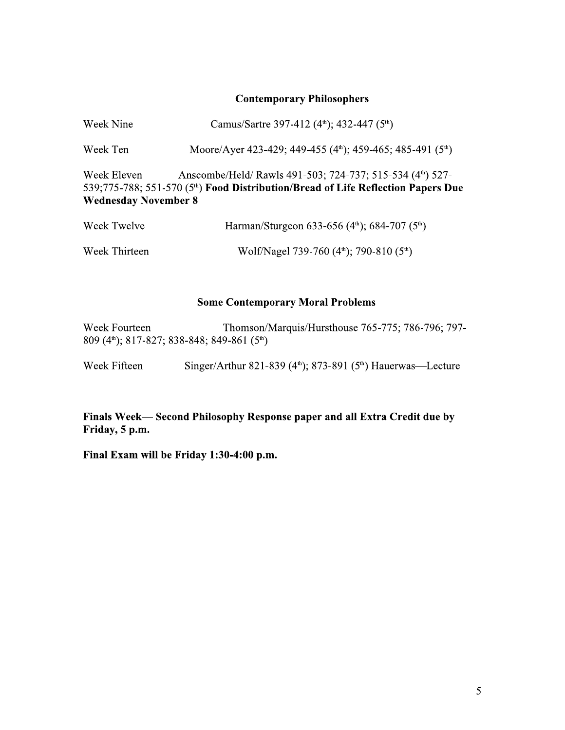## Contemporary Philosophers

Week Nine Camus/Sartre 397-412 (4th); 432-447 (5th)

Week Ten Moore/Ayer 423-429; 449-455 (4th); 459-465; 485-491 (5th)

Week Eleven Anscombe/Held/ Rawls 491-503; 724-737; 515-534 (4th) 527-539;775-788; 551-570 (5th) **Food Distribution/Bread of Life Reflection Papers Due Wednesday November 8**

Week Twelve Harman/Sturgeon 633-656 (4th); 684-707 (5th)

Week Thirteen Wolf/Nagel 739-760 (4th); 790-810 (5th)

## Some Contemporary Moral Problems

Week Fourteen Thomson/Marquis/Hursthouse 765-775; 786-796; 797-809 (4th); 817-827; 838-848; 849-861 (5th)

Week Fifteen Singer/Arthur 821-839 (4th); 873-891 (5th) Hauerwas—Lecture

**Finals Week— Second Philosophy Response paper and all Extra Credit due by Friday, 5 p.m.**

**Final Exam will be Friday 1:30-4:00 p.m.**